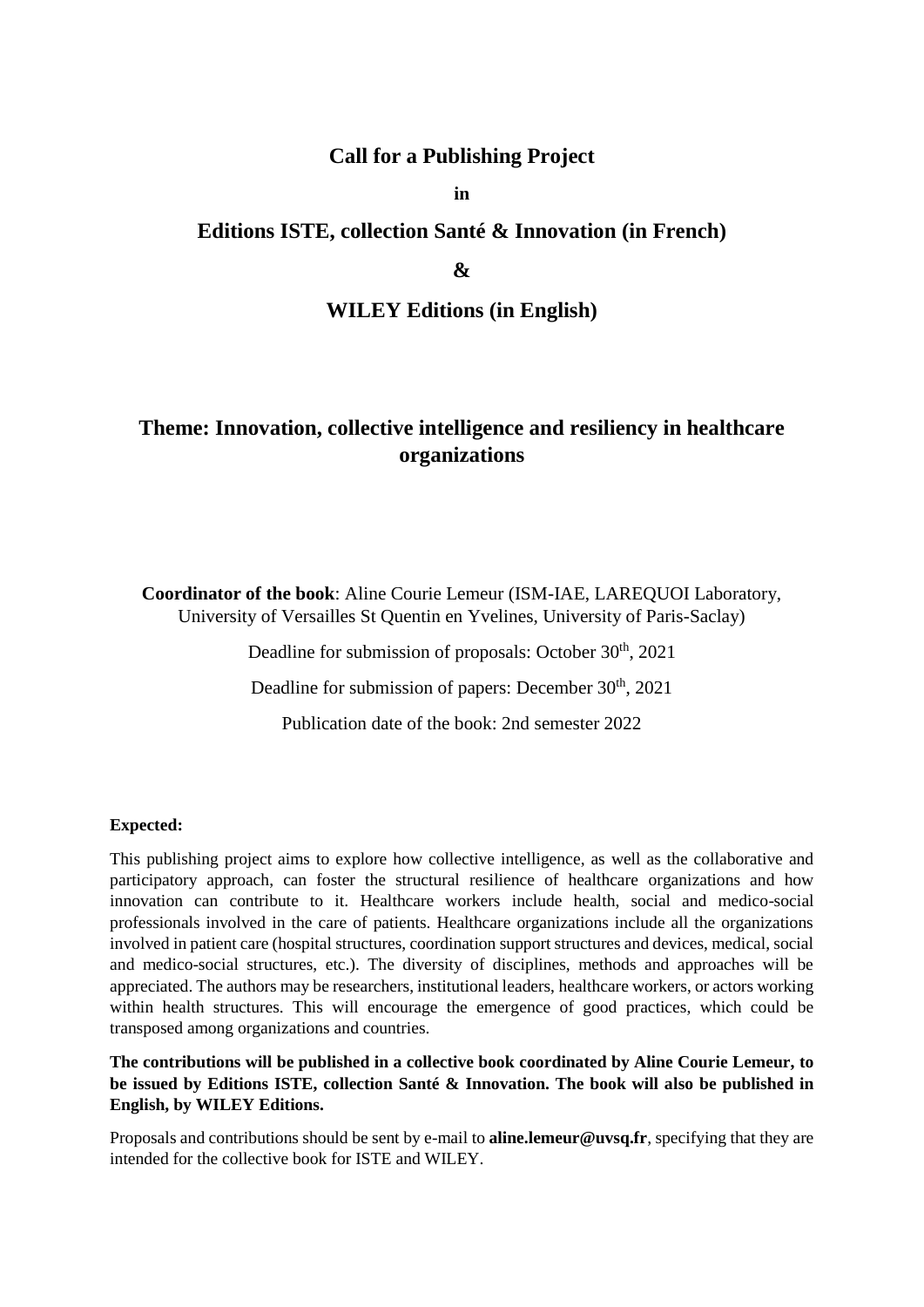# Call for a Publishing Project

**in**

## Editions ISTE, collection Santé & Innovation (in French)

**&**

## WILEY Editions (in English)

## Theme: Innovation, collective intelligence and resiliency in healthcare organizations

**Coordinator of the book**: Aline Courie Lemeur (ISM-IAE, LAREQUOI Laboratory, University of Versailles St Quentin en Yvelines, University of Paris-Saclay)

Deadline for submission of proposals: October 30th, 2021

Deadline for submission of papers: December 30th, 2021

Publication date of the book: 2nd semester 2022

**Expected:**

This publishing project aims to explore how collective intelligence, as well as the collaborative and participatory approach, can foster the structural resilience of healthcare organizations and how innovation can contribute to it. Healthcare workers include health, social and medico-social professionals involved in the care of patients. Healthcare organizations include all the organizations involved in patient care (hospital structures, coordination support structures and devices, medical, social and medico-social structures, etc.). The diversity of disciplines, methods and approaches will be appreciated. The authors may be researchers, institutional leaders, healthcare workers, or actors working within health structures. This will encourage the emergence of good practices, which could be transposed among organizations and countries.

**The contributions will be published in a collective book coordinated by Aline Courie Lemeur, to be issued by Editions ISTE, collection Santé & Innovation. The book will also be published in English, by WILEY Editions.**

Proposals and contributions should be sent by e-mail to **aline.lemeur@uvsq.fr**, specifying that they are intended for the collective book for ISTE and WILEY.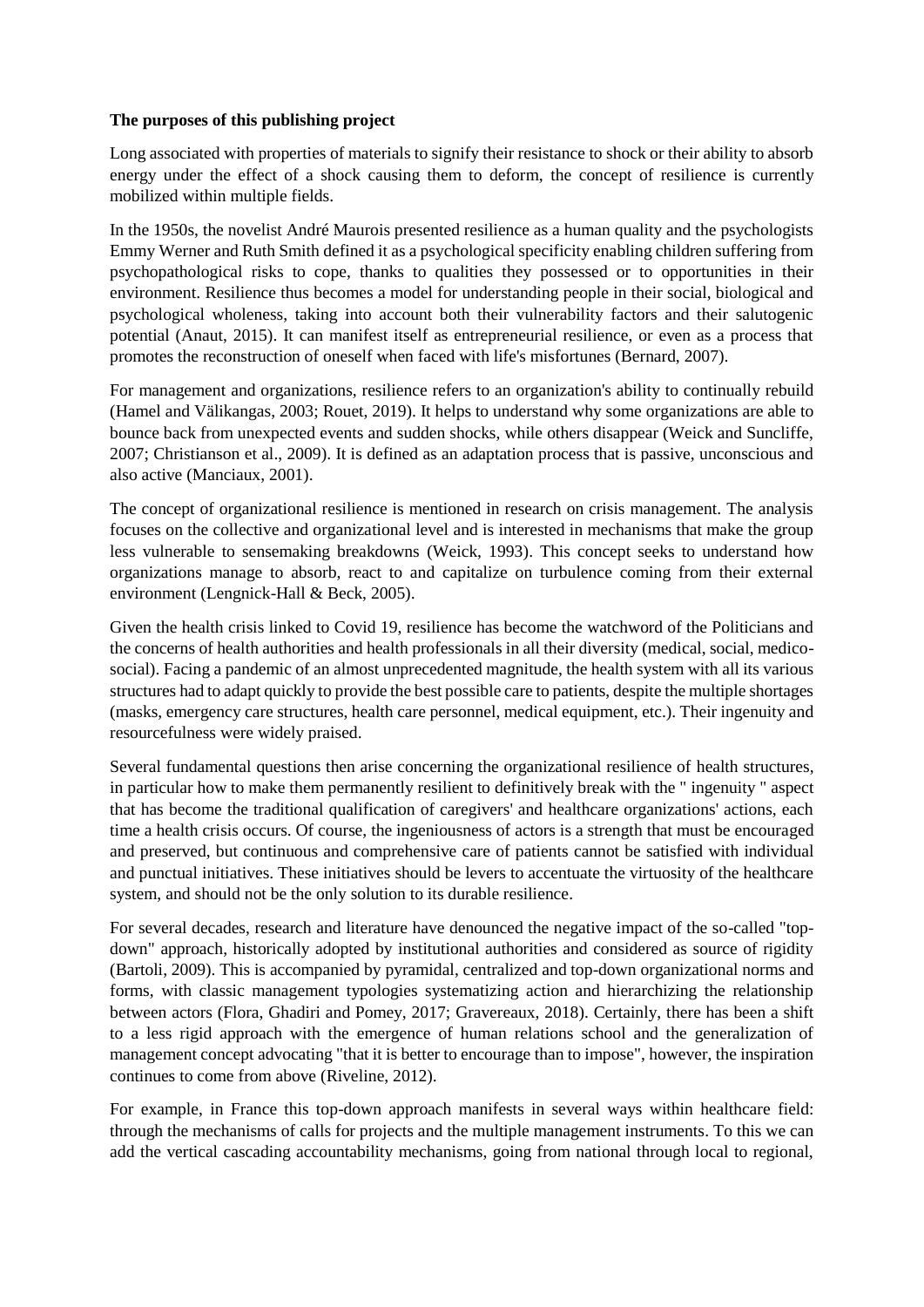**The purposes of this publishing project**

Long associated with properties of materials to signify their resistance to shock or their ability to absorb energy under the effect of a shock causing them to deform, the concept of resilience is currently mobilized within multiple fields.

In the 1950s, the novelist André Maurois presented resilience as a human quality and the psychologists Emmy Werner and Ruth Smith defined it as a psychological specificity enabling children suffering from psychopathological risks to cope, thanks to qualities they possessed or to opportunities in their environment. Resilience thus becomes a model for understanding people in their social, biological and psychological wholeness, taking into account both their vulnerability factors and their salutogenic potential (Anaut, 2015). It can manifest itself as entrepreneurial resilience, or even as a process that promotes the reconstruction of oneself when faced with life's misfortunes (Bernard, 2007).

For management and organizations, resilience refers to an organization's ability to continually rebuild (Hamel and Välikangas, 2003; Rouet, 2019). It helps to understand why some organizations are able to bounce back from unexpected events and sudden shocks, while others disappear (Weick and Suncliffe, 2007; Christianson et al., 2009). It is defined as an adaptation process that is passive, unconscious and also active (Manciaux, 2001).

The concept of organizational resilience is mentioned in research on crisis management. The analysis focuses on the collective and organizational level and is interested in mechanisms that make the group less vulnerable to sensemaking breakdowns (Weick, 1993). This concept seeks to understand how organizations manage to absorb, react to and capitalize on turbulence coming from their external environment (Lengnick-Hall & Beck, 2005).

Given the health crisis linked to Covid 19, resilience has become the watchword of the Politicians and the concerns of health authorities and health professionals in all their diversity (medical, social, medico-social). Facing a pandemic of an almost unprecedented magnitude, the health system with all its various structures had to adapt quickly to provide the best possible care to patients, despite the multiple shortages (masks, emergency care structures, health care personnel, medical equipment, etc.). Their ingenuity and resourcefulness were widely praised.

Several fundamental questions then arise concerning the organizational resilience of health structures, in particular how to make them permanently resilient to definitively break with the " ingenuity " aspect that has become the traditional qualification of caregivers' and healthcare organizations' actions, each time a health crisis occurs. Of course, the ingeniousness of actors is a strength that must be encouraged and preserved, but continuous and comprehensive care of patients cannot be satisfied with individual and punctual initiatives. These initiatives should be levers to accentuate the virtuosity of the healthcare system, and should not be the only solution to its durable resilience.

For several decades, research and literature have denounced the negative impact of the so-called "top-down" approach, historically adopted by institutional authorities and considered as source of rigidity (Bartoli, 2009). This is accompanied by pyramidal, centralized and top-down organizational norms and forms, with classic management typologies systematizing action and hierarchizing the relationship between actors (Flora, Ghadiri and Pomey, 2017; Gravereaux, 2018). Certainly, there has been a shift to a less rigid approach with the emergence of human relations school and the generalization of management concept advocating "that it is better to encourage than to impose", however, the inspiration continues to come from above (Riveline, 2012).

For example, in France this top-down approach manifests in several ways within healthcare field: through the mechanisms of calls for projects and the multiple management instruments. To this we can add the vertical cascading accountability mechanisms, going from national through local to regional,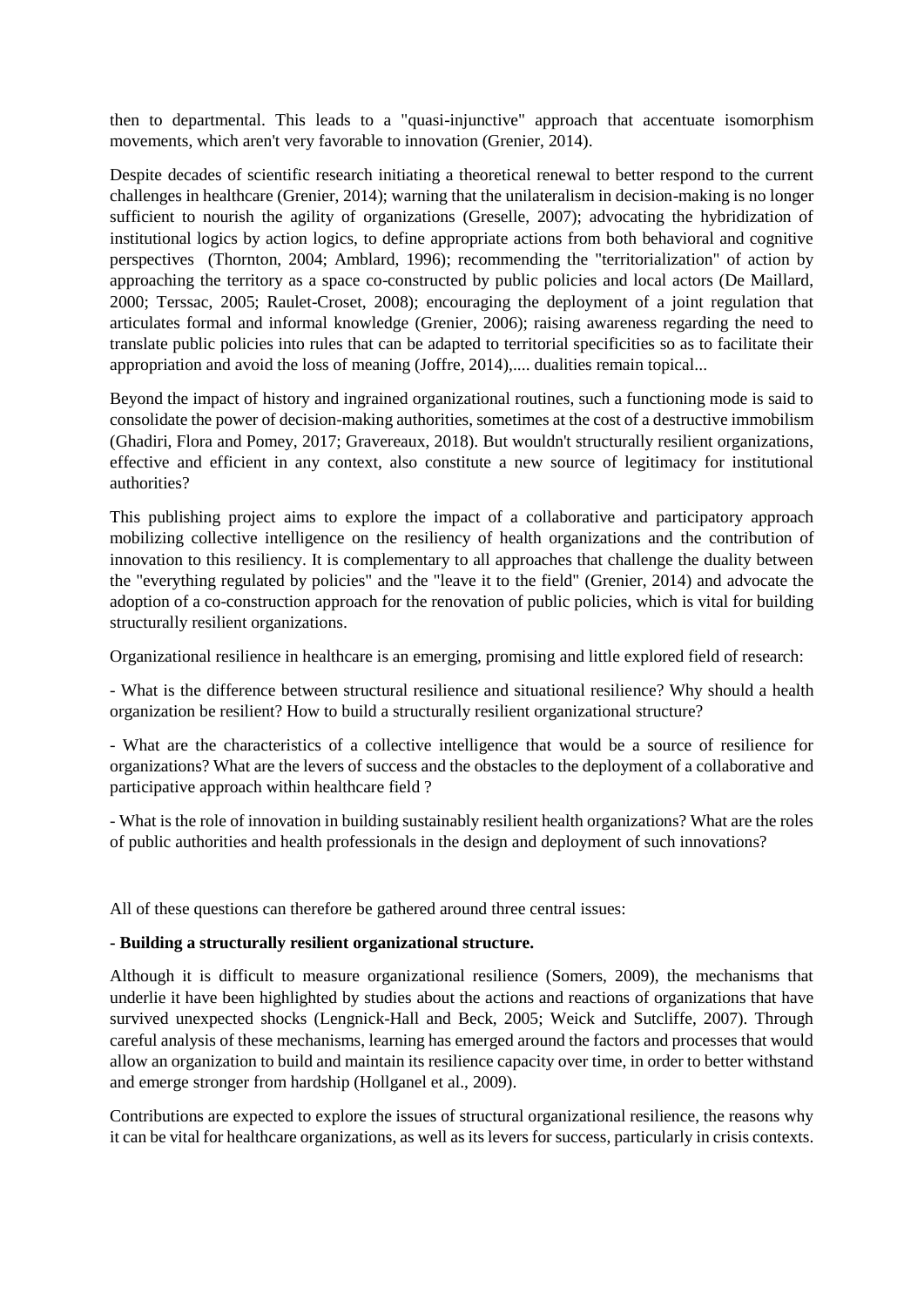then to departmental. This leads to a "quasi-injunctive" approach that accentuate isomorphism movements, which aren't very favorable to innovation (Grenier, 2014).

Despite decades of scientific research initiating a theoretical renewal to better respond to the current challenges in healthcare (Grenier, 2014); warning that the unilateralism in decision-making is no longer sufficient to nourish the agility of organizations (Greselle, 2007); advocating the hybridization of institutional logics by action logics, to define appropriate actions from both behavioral and cognitive perspectives (Thornton, 2004; Amblard, 1996); recommending the "territorialization" of action by approaching the territory as a space co-constructed by public policies and local actors (De Maillard, 2000; Terssac, 2005; Raulet-Croset, 2008); encouraging the deployment of a joint regulation that articulates formal and informal knowledge (Grenier, 2006); raising awareness regarding the need to translate public policies into rules that can be adapted to territorial specificities so as to facilitate their appropriation and avoid the loss of meaning (Joffre, 2014),.... dualities remain topical...

Beyond the impact of history and ingrained organizational routines, such a functioning mode is said to consolidate the power of decision-making authorities, sometimes at the cost of a destructive immobilism (Ghadiri, Flora and Pomey, 2017; Gravereaux, 2018). But wouldn't structurally resilient organizations, effective and efficient in any context, also constitute a new source of legitimacy for institutional authorities?

This publishing project aims to explore the impact of a collaborative and participatory approach mobilizing collective intelligence on the resiliency of health organizations and the contribution of innovation to this resiliency. It is complementary to all approaches that challenge the duality between the "everything regulated by policies" and the "leave it to the field" (Grenier, 2014) and advocate the adoption of a co-construction approach for the renovation of public policies, which is vital for building structurally resilient organizations.

Organizational resilience in healthcare is an emerging, promising and little explored field of research:

- What is the difference between structural resilience and situational resilience? Why should a health organization be resilient? How to build a structurally resilient organizational structure?

- What are the characteristics of a collective intelligence that would be a source of resilience for organizations? What are the levers of success and the obstacles to the deployment of a collaborative and participative approach within healthcare field ?

- What is the role of innovation in building sustainably resilient health organizations? What are the roles of public authorities and health professionals in the design and deployment of such innovations?

All of these questions can therefore be gathered around three central issues:

**- Building a structurally resilient organizational structure.**

Although it is difficult to measure organizational resilience (Somers, 2009), the mechanisms that underlie it have been highlighted by studies about the actions and reactions of organizations that have survived unexpected shocks (Lengnick-Hall and Beck, 2005; Weick and Sutcliffe, 2007). Through careful analysis of these mechanisms, learning has emerged around the factors and processes that would allow an organization to build and maintain its resilience capacity over time, in order to better withstand and emerge stronger from hardship (Hollganel et al., 2009).

Contributions are expected to explore the issues of structural organizational resilience, the reasons why it can be vital for healthcare organizations, as well as its levers for success, particularly in crisis contexts.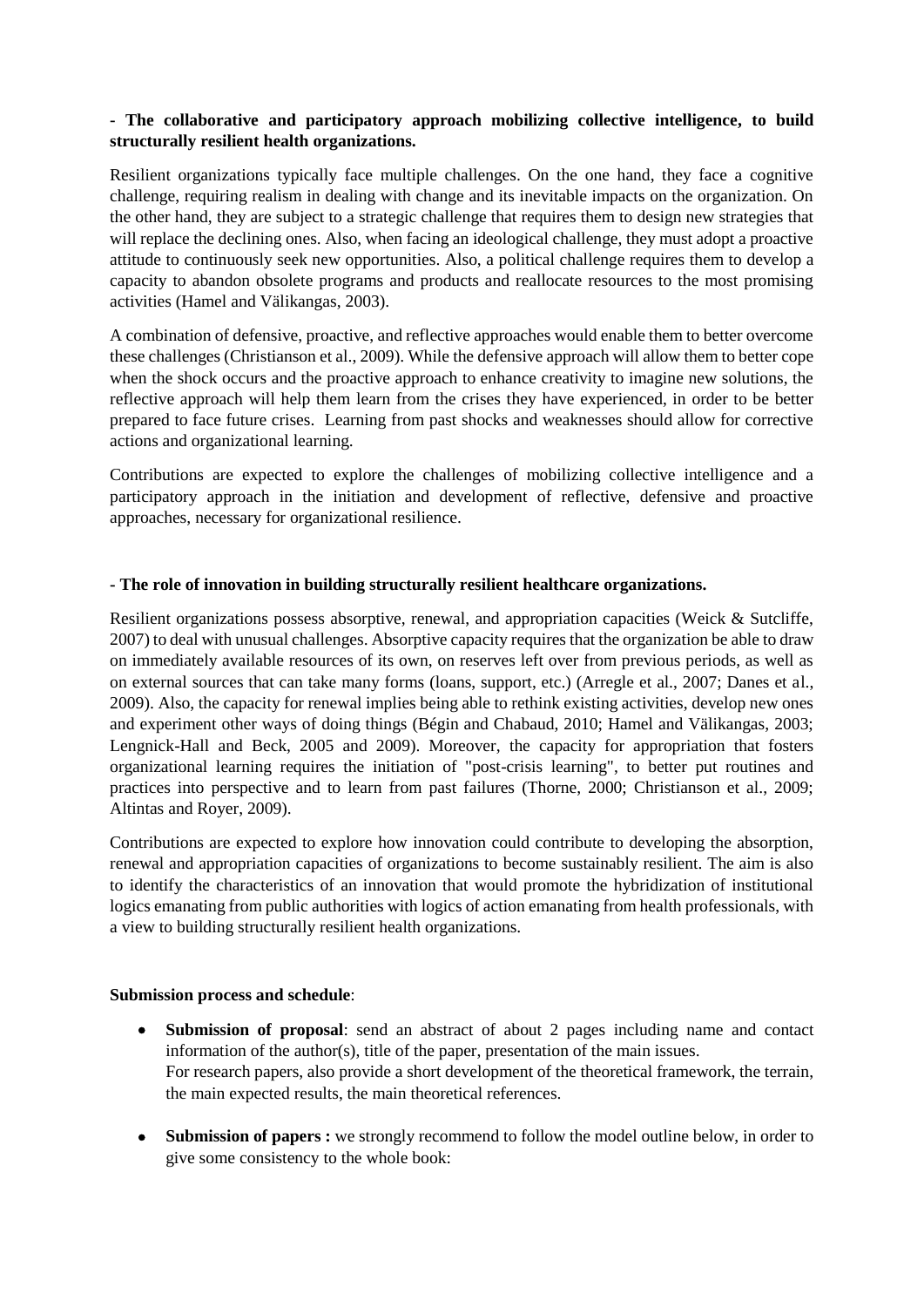**- The collaborative and participatory approach mobilizing collective intelligence, to build structurally resilient health organizations.**

Resilient organizations typically face multiple challenges. On the one hand, they face a cognitive challenge, requiring realism in dealing with change and its inevitable impacts on the organization. On the other hand, they are subject to a strategic challenge that requires them to design new strategies that will replace the declining ones. Also, when facing an ideological challenge, they must adopt a proactive attitude to continuously seek new opportunities. Also, a political challenge requires them to develop a capacity to abandon obsolete programs and products and reallocate resources to the most promising activities (Hamel and Välikangas, 2003).

A combination of defensive, proactive, and reflective approaches would enable them to better overcome these challenges (Christianson et al., 2009). While the defensive approach will allow them to better cope when the shock occurs and the proactive approach to enhance creativity to imagine new solutions, the reflective approach will help them learn from the crises they have experienced, in order to be better prepared to face future crises. Learning from past shocks and weaknesses should allow for corrective actions and organizational learning.

Contributions are expected to explore the challenges of mobilizing collective intelligence and a participatory approach in the initiation and development of reflective, defensive and proactive approaches, necessary for organizational resilience.

**- The role of innovation in building structurally resilient healthcare organizations.**

Resilient organizations possess absorptive, renewal, and appropriation capacities (Weick & Sutcliffe, 2007) to deal with unusual challenges. Absorptive capacity requires that the organization be able to draw on immediately available resources of its own, on reserves left over from previous periods, as well as on external sources that can take many forms (loans, support, etc.) (Arregle et al., 2007; Danes et al., 2009). Also, the capacity for renewal implies being able to rethink existing activities, develop new ones and experiment other ways of doing things (Bégin and Chabaud, 2010; Hamel and Välikangas, 2003; Lengnick-Hall and Beck, 2005 and 2009). Moreover, the capacity for appropriation that fosters organizational learning requires the initiation of "post-crisis learning", to better put routines and practices into perspective and to learn from past failures (Thorne, 2000; Christianson et al., 2009; Altintas and Royer, 2009).

Contributions are expected to explore how innovation could contribute to developing the absorption, renewal and appropriation capacities of organizations to become sustainably resilient. The aim is also to identify the characteristics of an innovation that would promote the hybridization of institutional logics emanating from public authorities with logics of action emanating from health professionals, with a view to building structurally resilient health organizations.

**Submission process and schedule**:

- **Submission of proposal**: send an abstract of about 2 pages including name and contact information of the author(s), title of the paper, presentation of the main issues.
  For research papers, also provide a short development of the theoretical framework, the terrain, the main expected results, the main theoretical references.

- **Submission of papers :** we strongly recommend to follow the model outline below, in order to give some consistency to the whole book: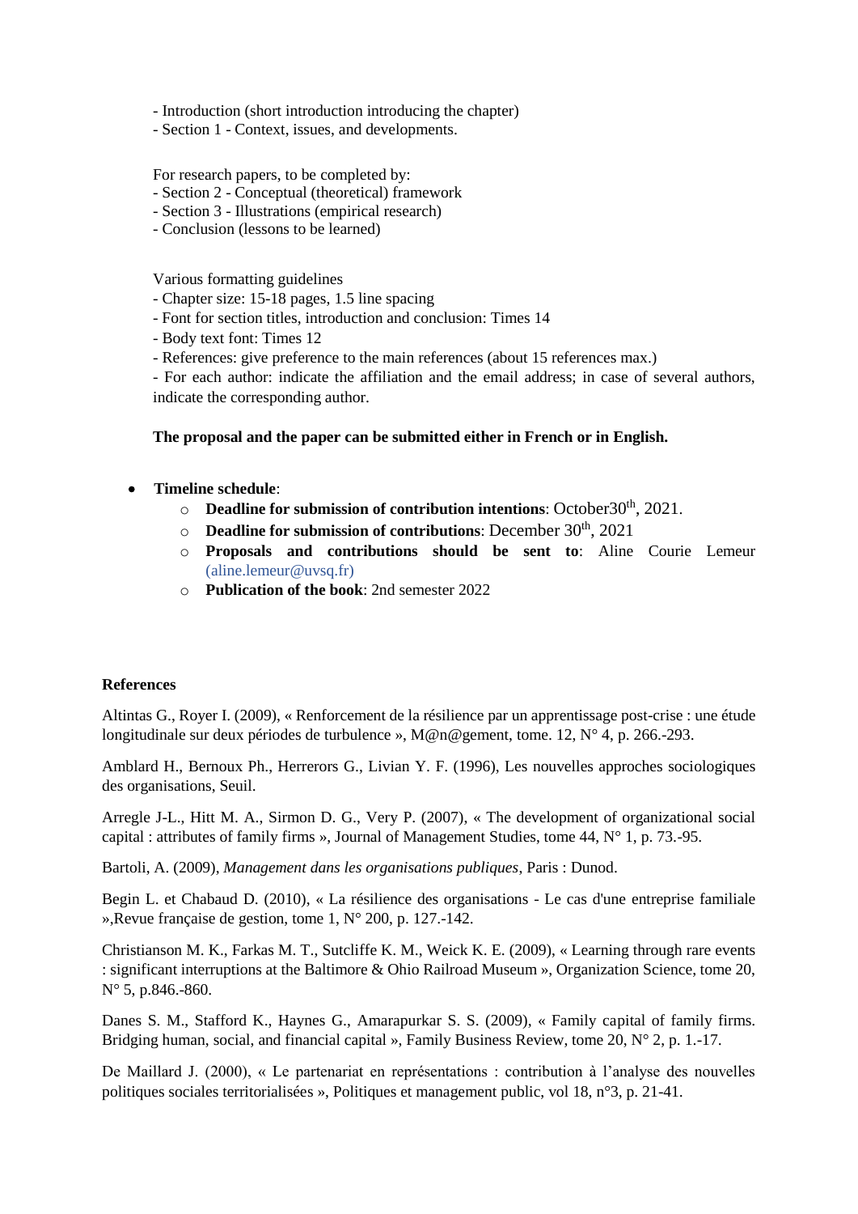- Introduction (short introduction introducing the chapter)
- Section 1 - Context, issues, and developments.

For research papers, to be completed by:
- Section 2 - Conceptual (theoretical) framework
- Section 3 - Illustrations (empirical research)
- Conclusion (lessons to be learned)

Various formatting guidelines
- Chapter size: 15-18 pages, 1.5 line spacing
- Font for section titles, introduction and conclusion: Times 14
- Body text font: Times 12
- References: give preference to the main references (about 15 references max.)
- For each author: indicate the affiliation and the email address; in case of several authors, indicate the corresponding author.

**The proposal and the paper can be submitted either in French or in English.**

- **Timeline schedule**:
  - **Deadline for submission of contribution intentions**: October30th, 2021.
  - **Deadline for submission of contributions**: December 30th, 2021
  - **Proposals and contributions should be sent to**: Aline Courie Lemeur (aline.lemeur@uvsq.fr)
  - **Publication of the book**: 2nd semester 2022

**References**

Altintas G., Royer I. (2009), « Renforcement de la résilience par un apprentissage post-crise : une étude longitudinale sur deux périodes de turbulence », M@n@gement, tome. 12, N° 4, p. 266.-293.

Amblard H., Bernoux Ph., Herrerors G., Livian Y. F. (1996), Les nouvelles approches sociologiques des organisations, Seuil.

Arregle J-L., Hitt M. A., Sirmon D. G., Very P. (2007), « The development of organizational social capital : attributes of family firms », Journal of Management Studies, tome 44, N° 1, p. 73.-95.

Bartoli, A. (2009), *Management dans les organisations publiques*, Paris : Dunod.

Begin L. et Chabaud D. (2010), « La résilience des organisations - Le cas d'une entreprise familiale »,Revue française de gestion, tome 1, N° 200, p. 127.-142.

Christianson M. K., Farkas M. T., Sutcliffe K. M., Weick K. E. (2009), « Learning through rare events : significant interruptions at the Baltimore & Ohio Railroad Museum », Organization Science, tome 20, N° 5, p.846.-860.

Danes S. M., Stafford K., Haynes G., Amarapurkar S. S. (2009), « Family capital of family firms. Bridging human, social, and financial capital », Family Business Review, tome 20, N° 2, p. 1.-17.

De Maillard J. (2000), « Le partenariat en représentations : contribution à l'analyse des nouvelles politiques sociales territorialisées », Politiques et management public, vol 18, n°3, p. 21-41.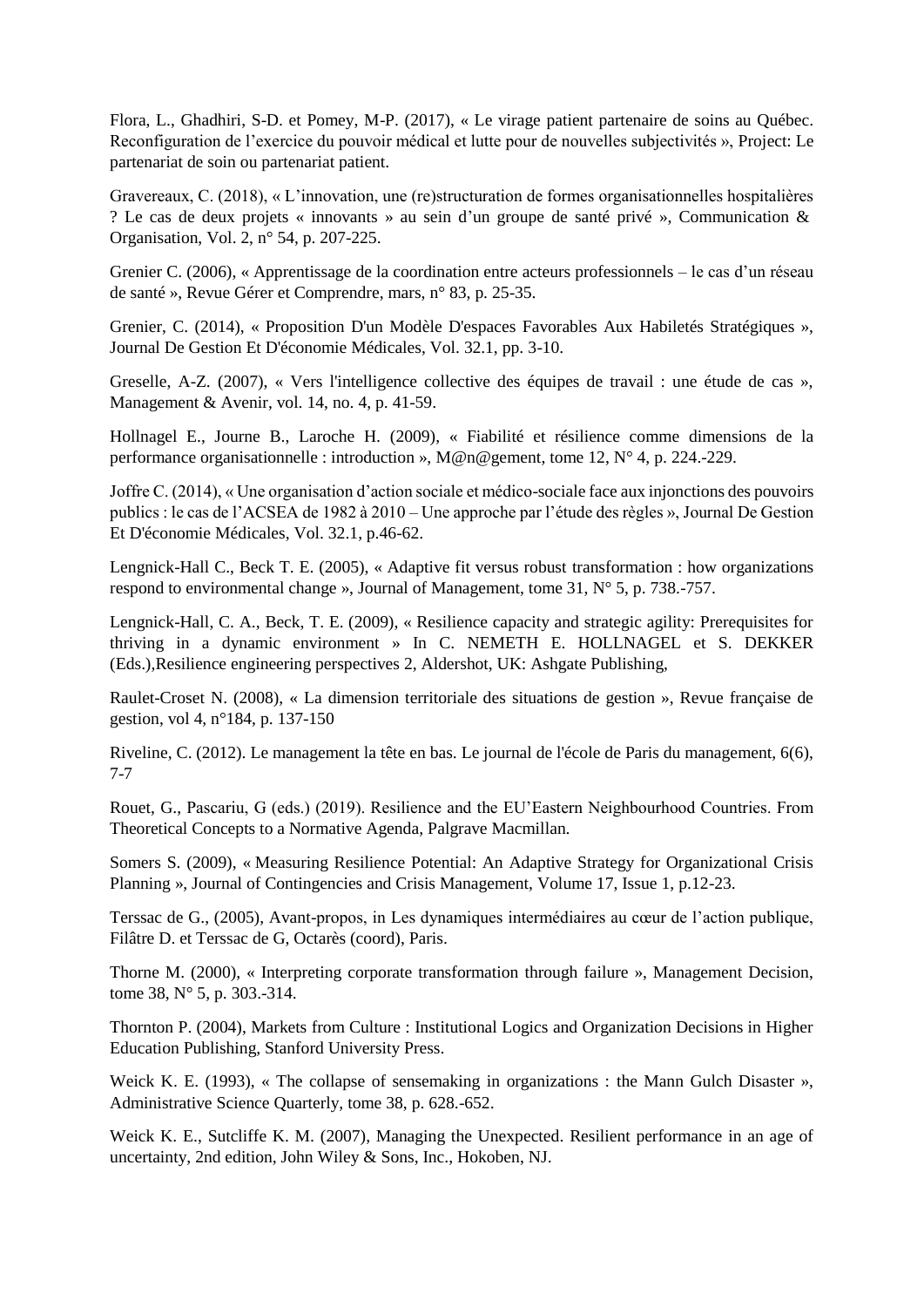Flora, L., Ghadhiri, S-D. et Pomey, M-P. (2017), « Le virage patient partenaire de soins au Québec. Reconfiguration de l'exercice du pouvoir médical et lutte pour de nouvelles subjectivités », Project: Le partenariat de soin ou partenariat patient.

Gravereaux, C. (2018), « L'innovation, une (re)structuration de formes organisationnelles hospitalières ? Le cas de deux projets « innovants » au sein d'un groupe de santé privé », Communication & Organisation, Vol. 2, n° 54, p. 207-225.

Grenier C. (2006), « Apprentissage de la coordination entre acteurs professionnels – le cas d'un réseau de santé », Revue Gérer et Comprendre, mars, n° 83, p. 25-35.

Grenier, C. (2014), « Proposition D'un Modèle D'espaces Favorables Aux Habiletés Stratégiques », Journal De Gestion Et D'économie Médicales, Vol. 32.1, pp. 3-10.

Greselle, A-Z. (2007), « Vers l'intelligence collective des équipes de travail : une étude de cas », Management & Avenir, vol. 14, no. 4, p. 41-59.

Hollnagel E., Journe B., Laroche H. (2009), « Fiabilité et résilience comme dimensions de la performance organisationnelle : introduction », M@n@gement, tome 12, N° 4, p. 224.-229.

Joffre C. (2014), « Une organisation d'action sociale et médico-sociale face aux injonctions des pouvoirs publics : le cas de l'ACSEA de 1982 à 2010 – Une approche par l'étude des règles », Journal De Gestion Et D'économie Médicales, Vol. 32.1, p.46-62.

Lengnick-Hall C., Beck T. E. (2005), « Adaptive fit versus robust transformation : how organizations respond to environmental change », Journal of Management, tome 31, N° 5, p. 738.-757.

Lengnick-Hall, C. A., Beck, T. E. (2009), « Resilience capacity and strategic agility: Prerequisites for thriving in a dynamic environment » In C. NEMETH E. HOLLNAGEL et S. DEKKER (Eds.),Resilience engineering perspectives 2, Aldershot, UK: Ashgate Publishing,

Raulet-Croset N. (2008), « La dimension territoriale des situations de gestion », Revue française de gestion, vol 4, n°184, p. 137-150

Riveline, C. (2012). Le management la tête en bas. Le journal de l'école de Paris du management, 6(6), 7-7

Rouet, G., Pascariu, G (eds.) (2019). Resilience and the EU'Eastern Neighbourhood Countries. From Theoretical Concepts to a Normative Agenda, Palgrave Macmillan.

Somers S. (2009), « Measuring Resilience Potential: An Adaptive Strategy for Organizational Crisis Planning », Journal of Contingencies and Crisis Management, Volume 17, Issue 1, p.12-23.

Terssac de G., (2005), Avant-propos, in Les dynamiques intermédiaires au cœur de l'action publique, Filâtre D. et Terssac de G, Octarès (coord), Paris.

Thorne M. (2000), « Interpreting corporate transformation through failure », Management Decision, tome 38, N° 5, p. 303.-314.

Thornton P. (2004), Markets from Culture : Institutional Logics and Organization Decisions in Higher Education Publishing, Stanford University Press.

Weick K. E. (1993), « The collapse of sensemaking in organizations : the Mann Gulch Disaster », Administrative Science Quarterly, tome 38, p. 628.-652.

Weick K. E., Sutcliffe K. M. (2007), Managing the Unexpected. Resilient performance in an age of uncertainty, 2nd edition, John Wiley & Sons, Inc., Hokoben, NJ.